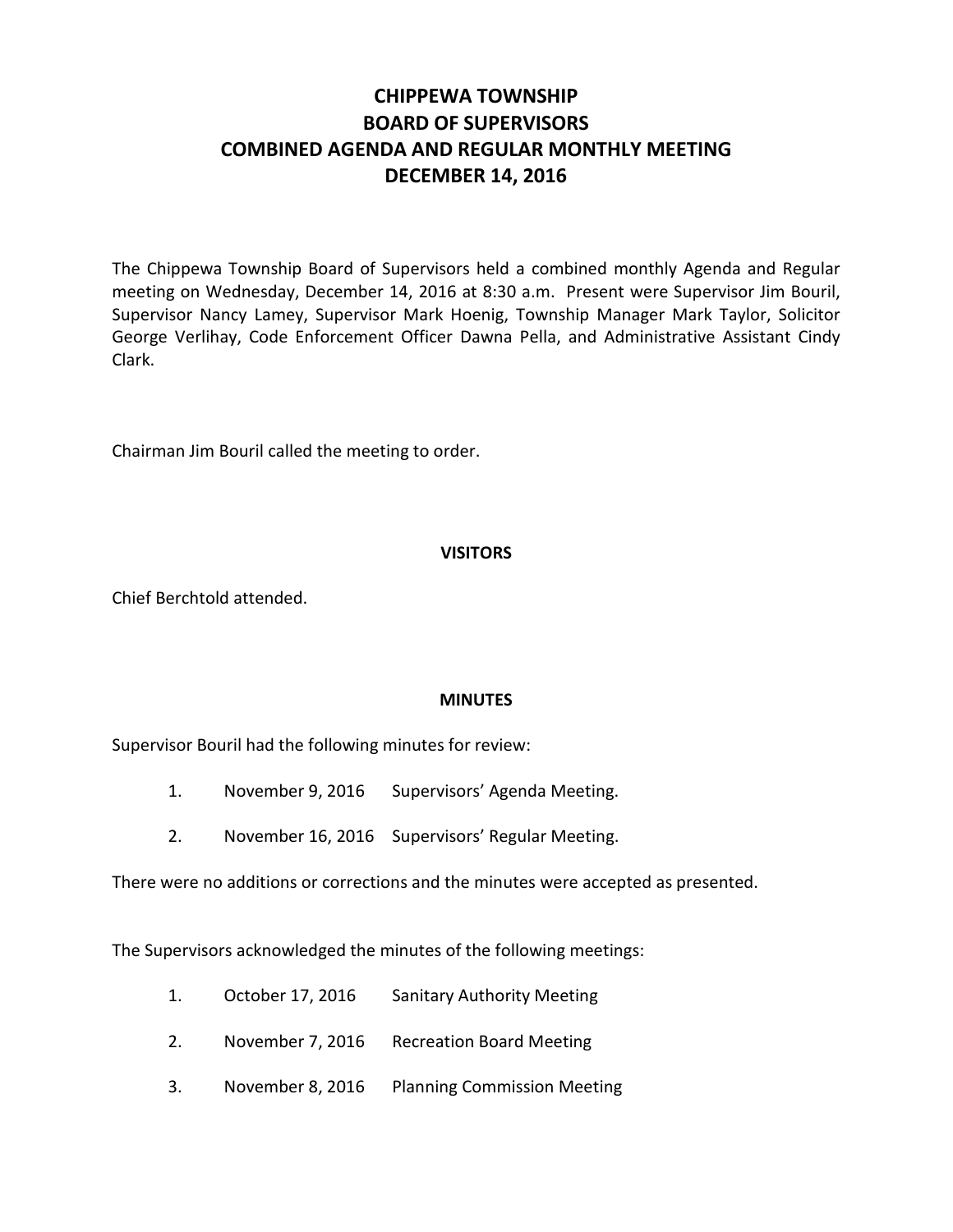# CHIPPEWA TOWNSHIP
# BOARD OF SUPERVISORS
# COMBINED AGENDA AND REGULAR MONTHLY MEETING
# DECEMBER 14, 2016

The Chippewa Township Board of Supervisors held a combined monthly Agenda and Regular meeting on Wednesday, December 14, 2016 at 8:30 a.m. Present were Supervisor Jim Bouril, Supervisor Nancy Lamey, Supervisor Mark Hoenig, Township Manager Mark Taylor, Solicitor George Verlihay, Code Enforcement Officer Dawna Pella, and Administrative Assistant Cindy Clark.

Chairman Jim Bouril called the meeting to order.

## VISITORS

Chief Berchtold attended.

## MINUTES

Supervisor Bouril had the following minutes for review:

1. November 9, 2016 Supervisors' Agenda Meeting.
2. November 16, 2016 Supervisors' Regular Meeting.

There were no additions or corrections and the minutes were accepted as presented.

The Supervisors acknowledged the minutes of the following meetings:

1. October 17, 2016 Sanitary Authority Meeting
2. November 7, 2016 Recreation Board Meeting
3. November 8, 2016 Planning Commission Meeting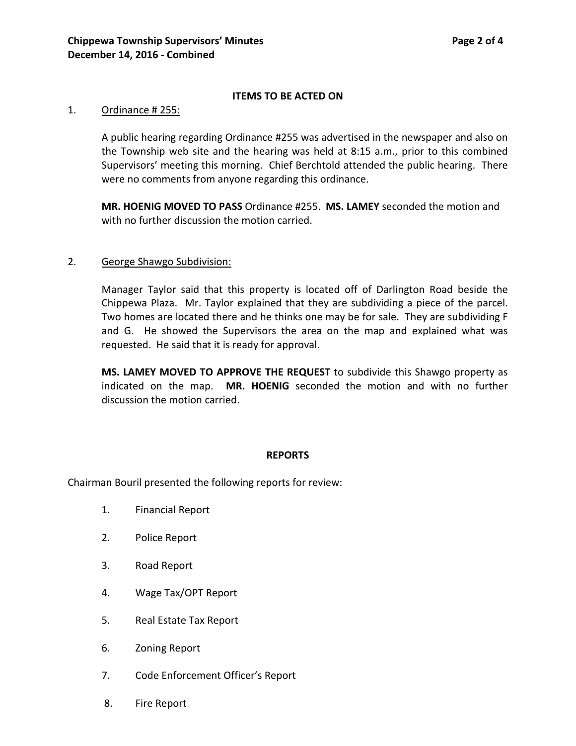## ITEMS TO BE ACTED ON

1. Ordinance # 255:

   A public hearing regarding Ordinance #255 was advertised in the newspaper and also on the Township web site and the hearing was held at 8:15 a.m., prior to this combined Supervisors' meeting this morning. Chief Berchtold attended the public hearing. There were no comments from anyone regarding this ordinance.

   **MR. HOENIG MOVED TO PASS** Ordinance #255. **MS. LAMEY** seconded the motion and with no further discussion the motion carried.

2. George Shawgo Subdivision:

   Manager Taylor said that this property is located off of Darlington Road beside the Chippewa Plaza. Mr. Taylor explained that they are subdividing a piece of the parcel. Two homes are located there and he thinks one may be for sale. They are subdividing F and G. He showed the Supervisors the area on the map and explained what was requested. He said that it is ready for approval.

   **MS. LAMEY MOVED TO APPROVE THE REQUEST** to subdivide this Shawgo property as indicated on the map. **MR. HOENIG** seconded the motion and with no further discussion the motion carried.

## REPORTS

Chairman Bouril presented the following reports for review:

1. Financial Report
2. Police Report
3. Road Report
4. Wage Tax/OPT Report
5. Real Estate Tax Report
6. Zoning Report
7. Code Enforcement Officer's Report
8. Fire Report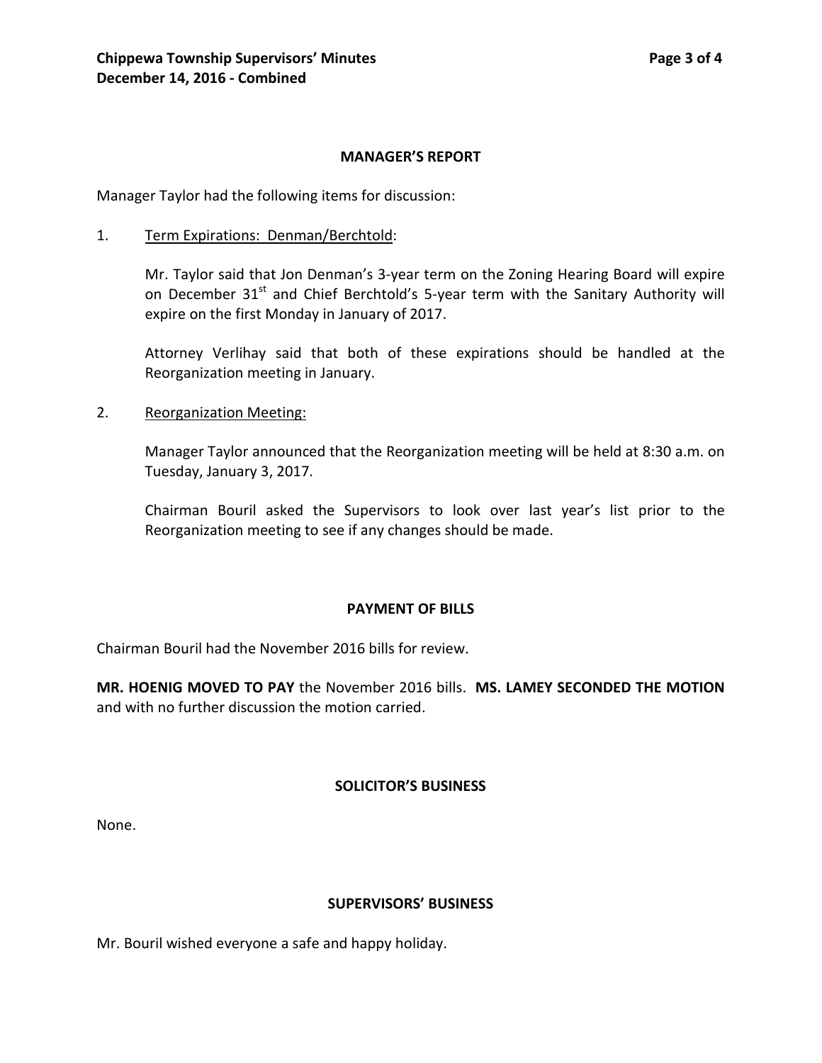## MANAGER'S REPORT

Manager Taylor had the following items for discussion:

1. Term Expirations: Denman/Berchtold:

   Mr. Taylor said that Jon Denman's 3-year term on the Zoning Hearing Board will expire on December 31st and Chief Berchtold's 5-year term with the Sanitary Authority will expire on the first Monday in January of 2017.

   Attorney Verlihay said that both of these expirations should be handled at the Reorganization meeting in January.

2. Reorganization Meeting:

   Manager Taylor announced that the Reorganization meeting will be held at 8:30 a.m. on Tuesday, January 3, 2017.

   Chairman Bouril asked the Supervisors to look over last year's list prior to the Reorganization meeting to see if any changes should be made.

## PAYMENT OF BILLS

Chairman Bouril had the November 2016 bills for review.

**MR. HOENIG MOVED TO PAY** the November 2016 bills. **MS. LAMEY SECONDED THE MOTION** and with no further discussion the motion carried.

## SOLICITOR'S BUSINESS

None.

## SUPERVISORS' BUSINESS

Mr. Bouril wished everyone a safe and happy holiday.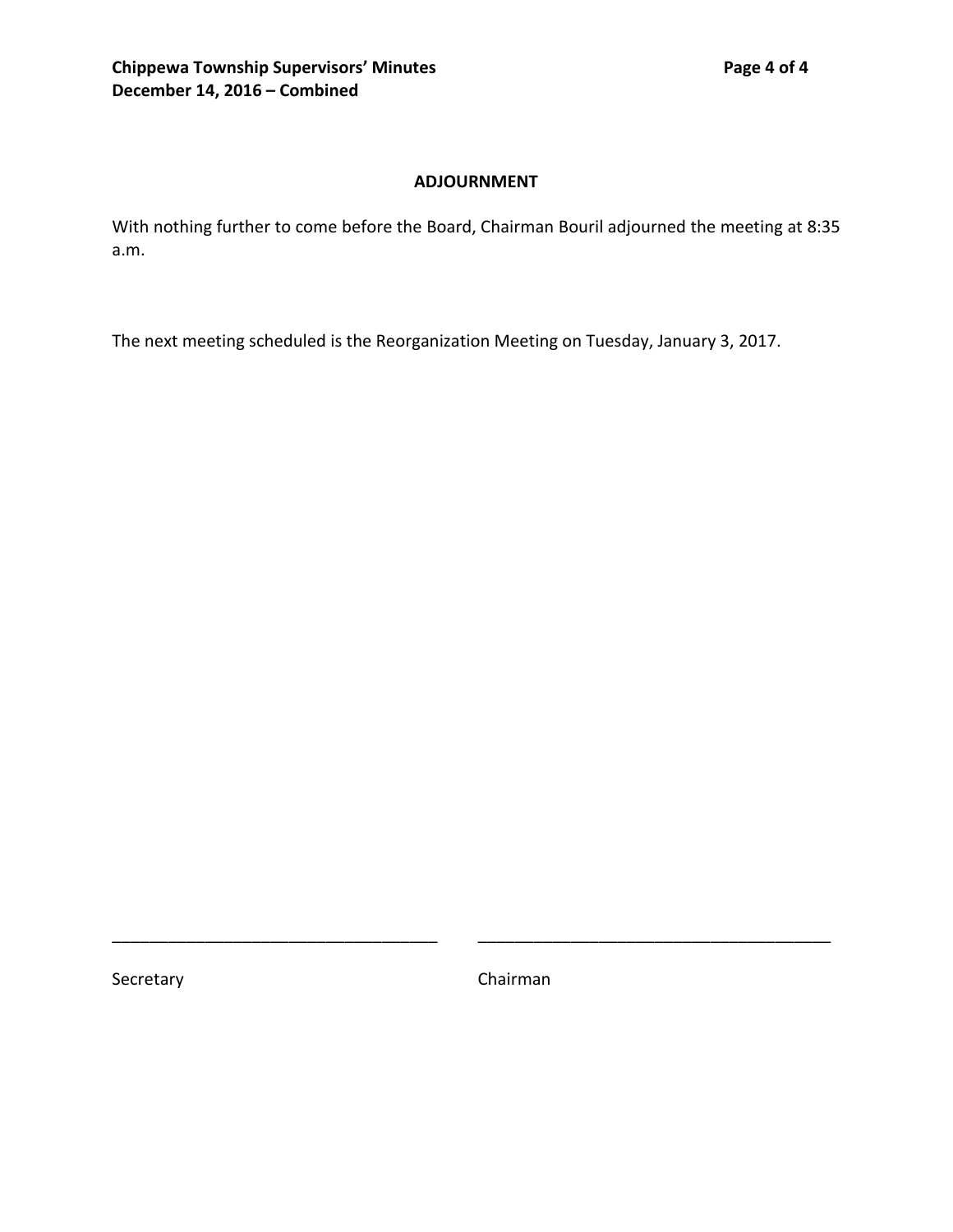## ADJOURNMENT

With nothing further to come before the Board, Chairman Bouril adjourned the meeting at 8:35 a.m.

The next meeting scheduled is the Reorganization Meeting on Tuesday, January 3, 2017.

\_\_\_\_\_\_\_\_\_\_\_\_\_\_\_\_\_\_\_\_\_\_\_\_\_\_\_\_\_\_\_\_\_\_\_\_ \_\_\_\_\_\_\_\_\_\_\_\_\_\_\_\_\_\_\_\_\_\_\_\_\_\_\_\_\_\_\_\_\_\_\_\_\_\_\_

Secretary Chairman